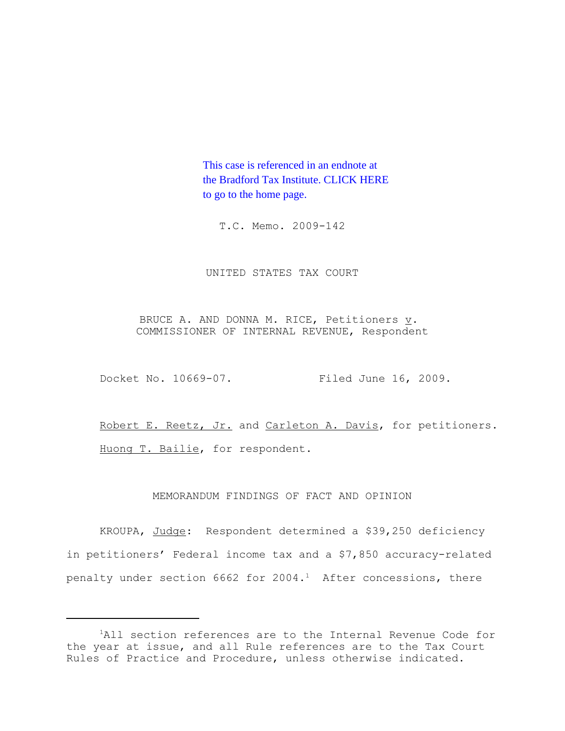This case is referenced in an endnote at the Bradford Tax Institute. CLICK HERE to go to the home page.

T.C. Memo. 2009-142

UNITED STATES TAX COURT

BRUCE A. AND DONNA M. RICE, Petitioners v. COMMISSIONER OF INTERNAL REVENUE, Respondent

Docket No. 10669-07. Filed June 16, 2009.

Robert E. Reetz, Jr. and Carleton A. Davis, for petitioners.

Huong T. Bailie, for respondent.

MEMORANDUM FINDINGS OF FACT AND OPINION

KROUPA, Judge: Respondent determined a $39,250 deficiency in petitioners' Federal income tax and a $7,850 accuracy-related penalty under section 6662 for 2004.[1] After concessions, there

---

[1]All section references are to the Internal Revenue Code for the year at issue, and all Rule references are to the Tax Court Rules of Practice and Procedure, unless otherwise indicated.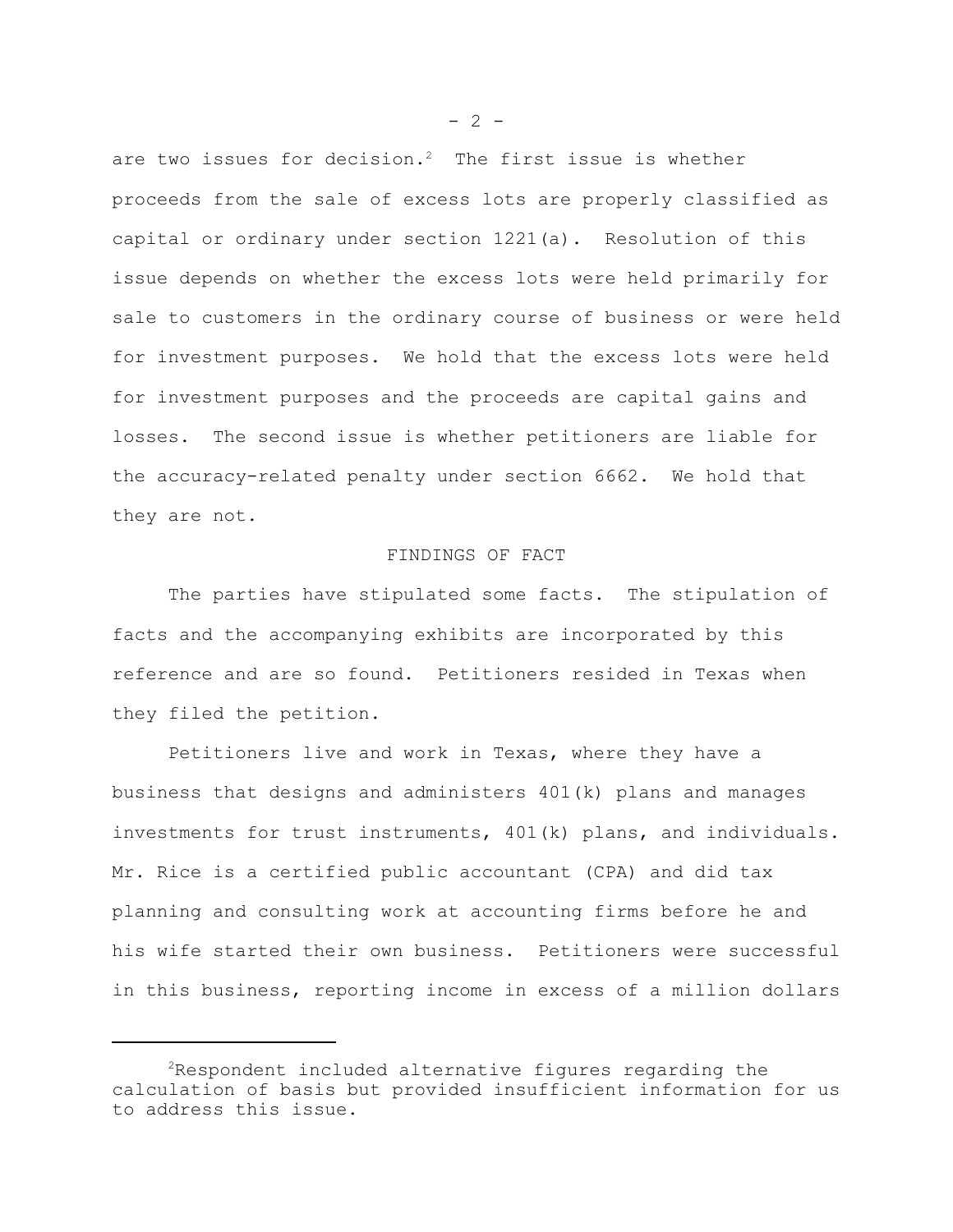are two issues for decision.[2] The first issue is whether proceeds from the sale of excess lots are properly classified as capital or ordinary under section 1221(a). Resolution of this issue depends on whether the excess lots were held primarily for sale to customers in the ordinary course of business or were held for investment purposes. We hold that the excess lots were held for investment purposes and the proceeds are capital gains and losses. The second issue is whether petitioners are liable for the accuracy-related penalty under section 6662. We hold that they are not.

## FINDINGS OF FACT

The parties have stipulated some facts. The stipulation of facts and the accompanying exhibits are incorporated by this reference and are so found. Petitioners resided in Texas when they filed the petition.

Petitioners live and work in Texas, where they have a business that designs and administers 401(k) plans and manages investments for trust instruments, 401(k) plans, and individuals. Mr. Rice is a certified public accountant (CPA) and did tax planning and consulting work at accounting firms before he and his wife started their own business. Petitioners were successful in this business, reporting income in excess of a million dollars

---

[2] Respondent included alternative figures regarding the calculation of basis but provided insufficient information for us to address this issue.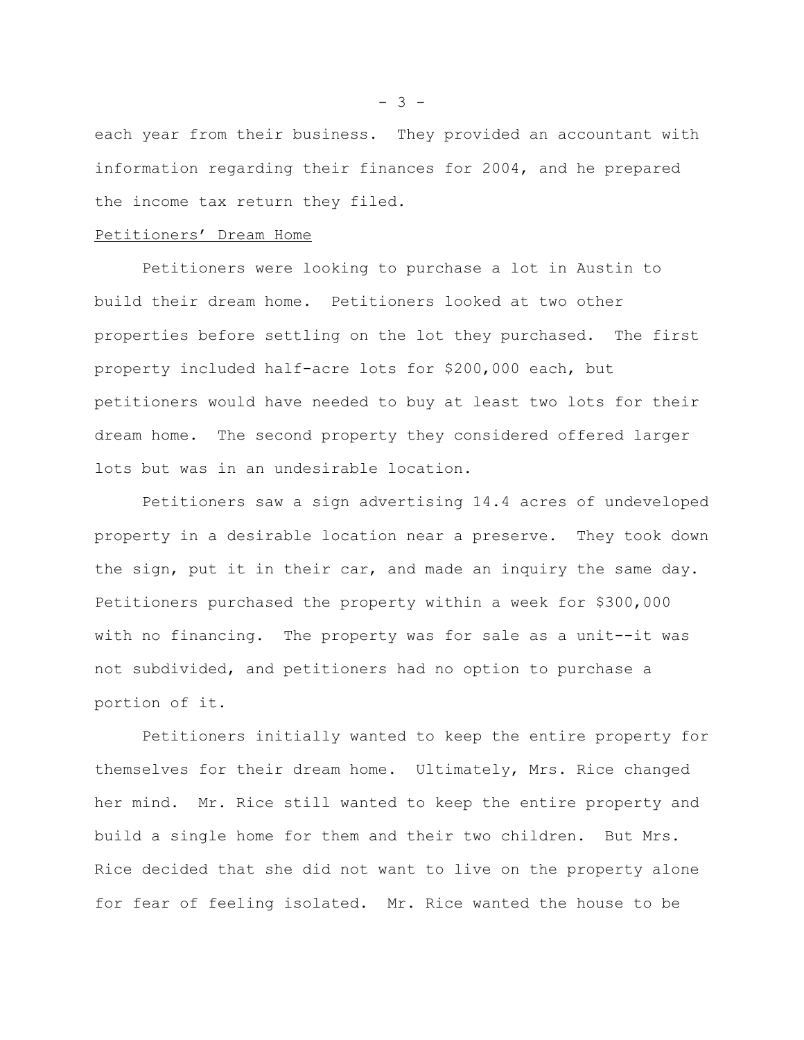each year from their business. They provided an accountant with information regarding their finances for 2004, and he prepared the income tax return they filed.

Petitioners’ Dream Home

Petitioners were looking to purchase a lot in Austin to build their dream home. Petitioners looked at two other properties before settling on the lot they purchased. The first property included half-acre lots for $200,000 each, but petitioners would have needed to buy at least two lots for their dream home. The second property they considered offered larger lots but was in an undesirable location.

Petitioners saw a sign advertising 14.4 acres of undeveloped property in a desirable location near a preserve. They took down the sign, put it in their car, and made an inquiry the same day. Petitioners purchased the property within a week for $300,000 with no financing. The property was for sale as a unit--it was not subdivided, and petitioners had no option to purchase a portion of it.

Petitioners initially wanted to keep the entire property for themselves for their dream home. Ultimately, Mrs. Rice changed her mind. Mr. Rice still wanted to keep the entire property and build a single home for them and their two children. But Mrs. Rice decided that she did not want to live on the property alone for fear of feeling isolated. Mr. Rice wanted the house to be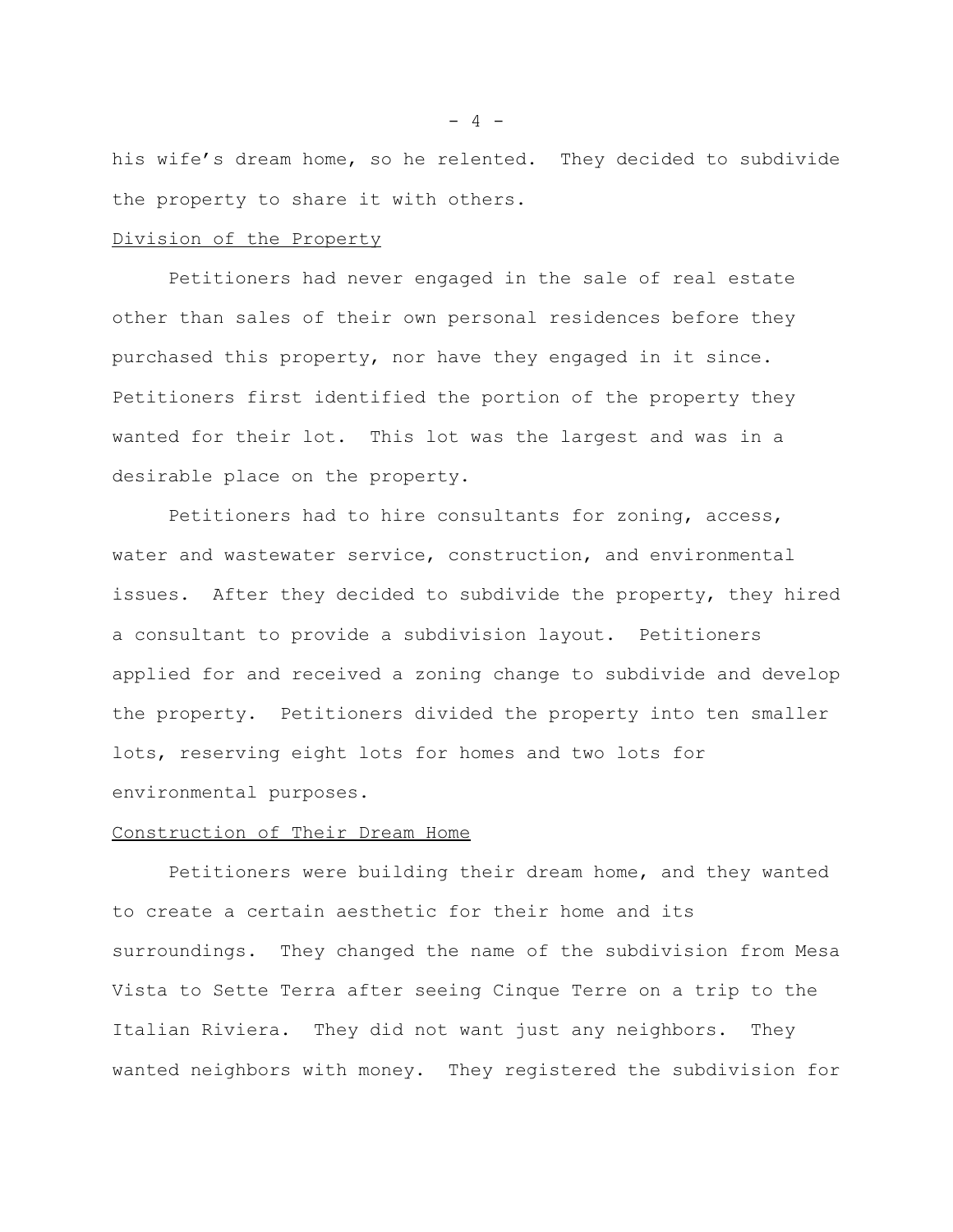his wife's dream home, so he relented. They decided to subdivide the property to share it with others.

Division of the Property

Petitioners had never engaged in the sale of real estate other than sales of their own personal residences before they purchased this property, nor have they engaged in it since. Petitioners first identified the portion of the property they wanted for their lot. This lot was the largest and was in a desirable place on the property.

Petitioners had to hire consultants for zoning, access, water and wastewater service, construction, and environmental issues. After they decided to subdivide the property, they hired a consultant to provide a subdivision layout. Petitioners applied for and received a zoning change to subdivide and develop the property. Petitioners divided the property into ten smaller lots, reserving eight lots for homes and two lots for environmental purposes.

Construction of Their Dream Home

Petitioners were building their dream home, and they wanted to create a certain aesthetic for their home and its surroundings. They changed the name of the subdivision from Mesa Vista to Sette Terra after seeing Cinque Terre on a trip to the Italian Riviera. They did not want just any neighbors. They wanted neighbors with money. They registered the subdivision for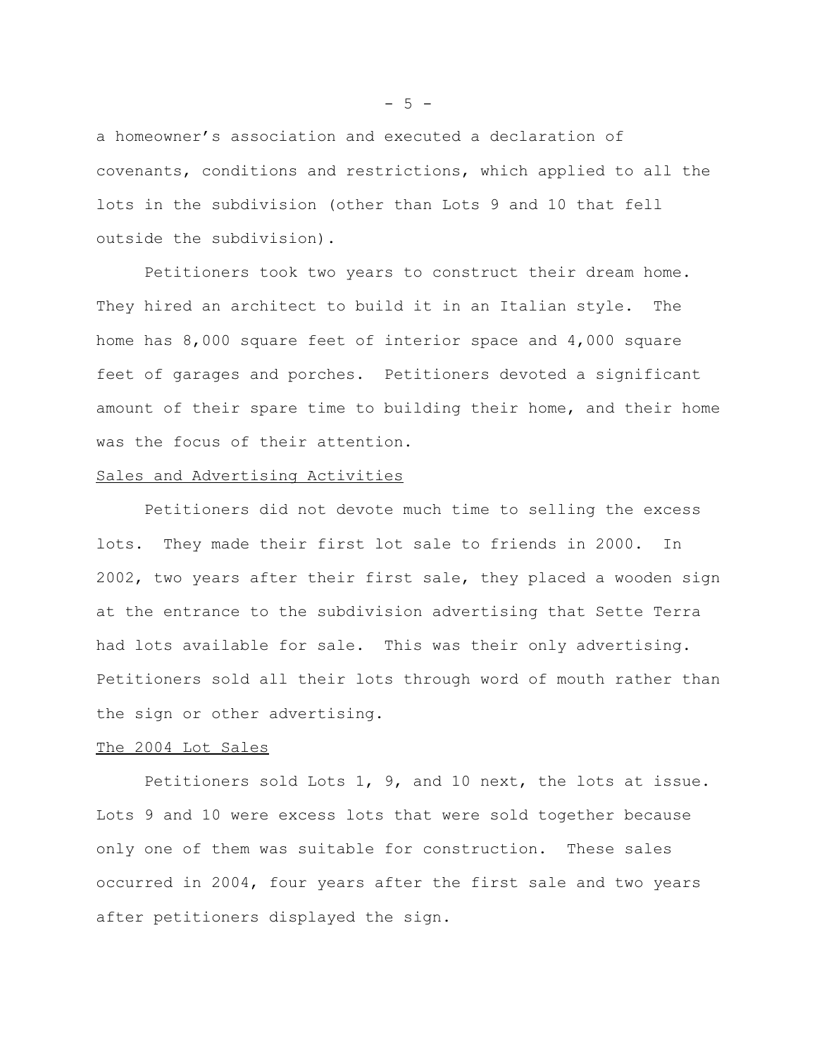a homeowner's association and executed a declaration of covenants, conditions and restrictions, which applied to all the lots in the subdivision (other than Lots 9 and 10 that fell outside the subdivision).

Petitioners took two years to construct their dream home. They hired an architect to build it in an Italian style. The home has 8,000 square feet of interior space and 4,000 square feet of garages and porches. Petitioners devoted a significant amount of their spare time to building their home, and their home was the focus of their attention.

<u>Sales and Advertising Activities</u>

Petitioners did not devote much time to selling the excess lots. They made their first lot sale to friends in 2000. In 2002, two years after their first sale, they placed a wooden sign at the entrance to the subdivision advertising that Sette Terra had lots available for sale. This was their only advertising. Petitioners sold all their lots through word of mouth rather than the sign or other advertising.

<u>The 2004 Lot Sales</u>

Petitioners sold Lots 1, 9, and 10 next, the lots at issue. Lots 9 and 10 were excess lots that were sold together because only one of them was suitable for construction. These sales occurred in 2004, four years after the first sale and two years after petitioners displayed the sign.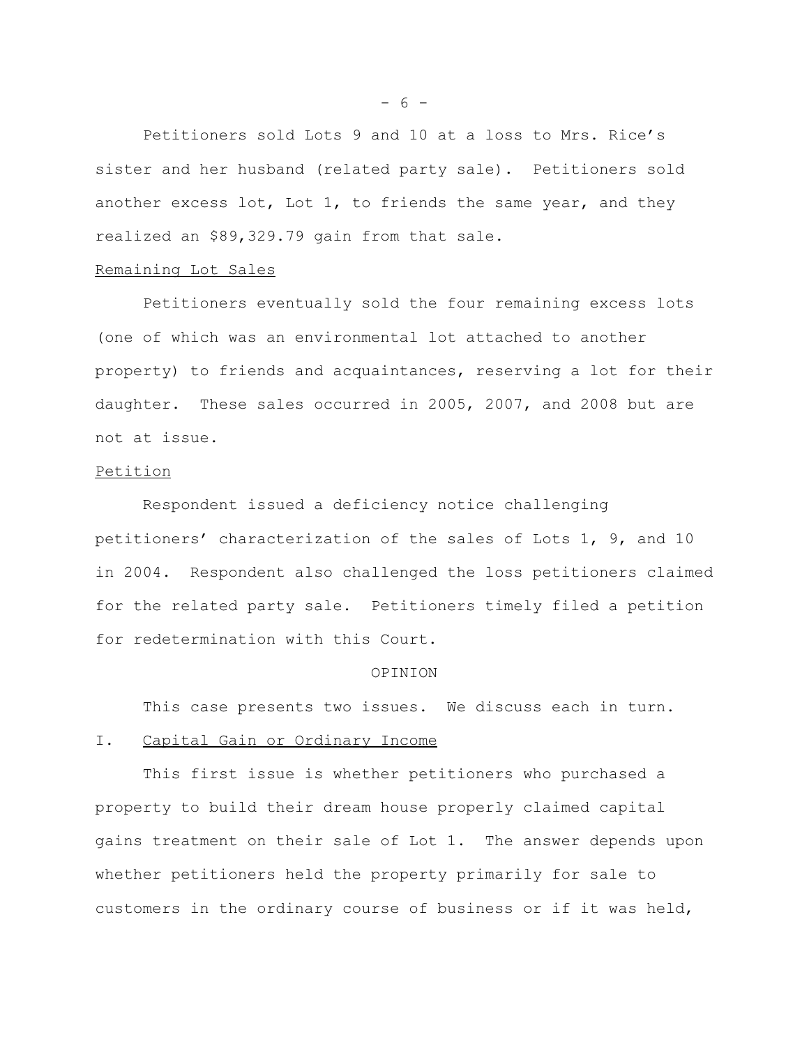Petitioners sold Lots 9 and 10 at a loss to Mrs. Rice's sister and her husband (related party sale). Petitioners sold another excess lot, Lot 1, to friends the same year, and they realized an $89,329.79 gain from that sale.

Remaining Lot Sales

Petitioners eventually sold the four remaining excess lots (one of which was an environmental lot attached to another property) to friends and acquaintances, reserving a lot for their daughter. These sales occurred in 2005, 2007, and 2008 but are not at issue.

Petition

Respondent issued a deficiency notice challenging petitioners' characterization of the sales of Lots 1, 9, and 10 in 2004. Respondent also challenged the loss petitioners claimed for the related party sale. Petitioners timely filed a petition for redetermination with this Court.

OPINION

This case presents two issues. We discuss each in turn.

I. Capital Gain or Ordinary Income

This first issue is whether petitioners who purchased a property to build their dream house properly claimed capital gains treatment on their sale of Lot 1. The answer depends upon whether petitioners held the property primarily for sale to customers in the ordinary course of business or if it was held,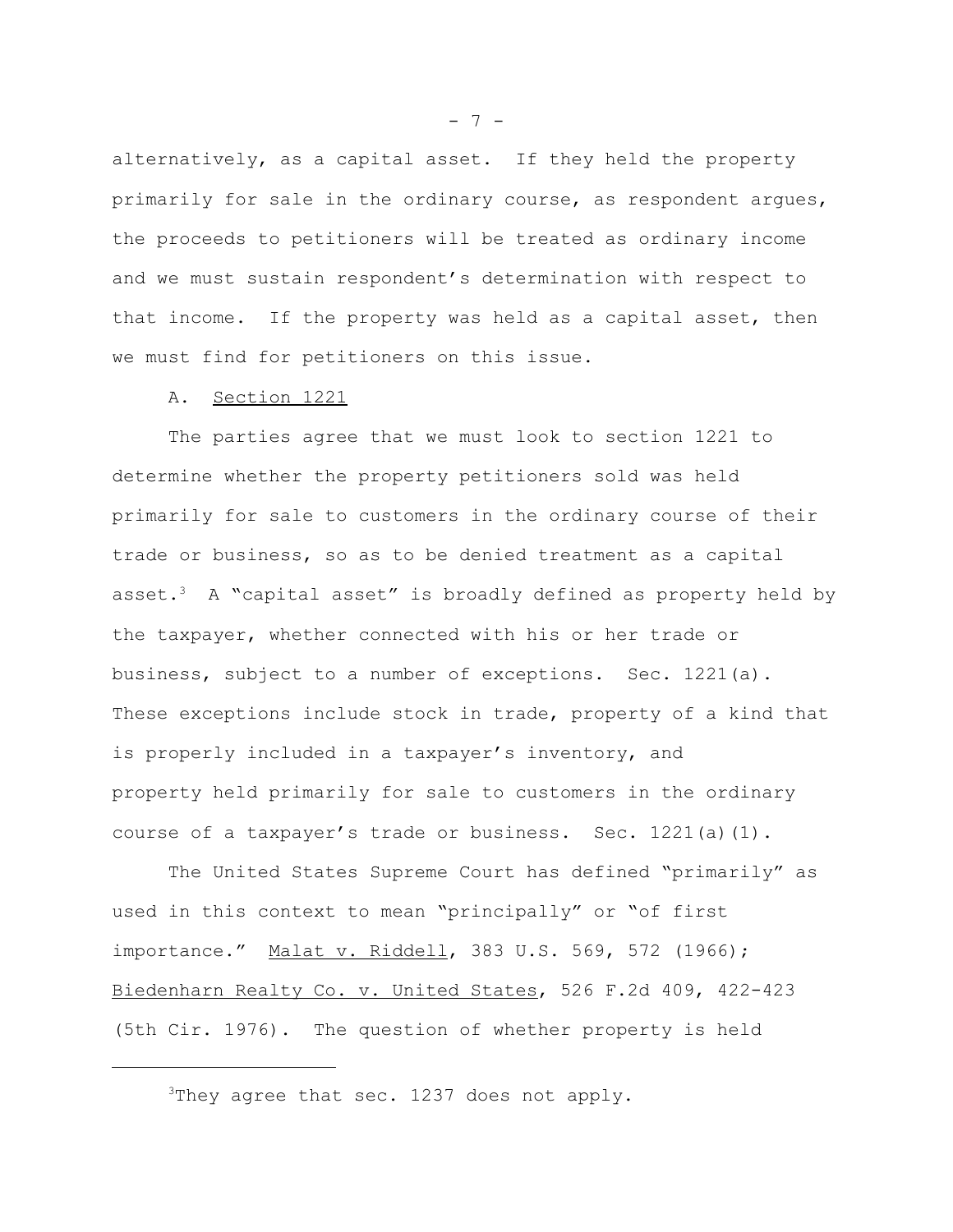alternatively, as a capital asset. If they held the property primarily for sale in the ordinary course, as respondent argues, the proceeds to petitioners will be treated as ordinary income and we must sustain respondent's determination with respect to that income. If the property was held as a capital asset, then we must find for petitioners on this issue.

A. Section 1221

The parties agree that we must look to section 1221 to determine whether the property petitioners sold was held primarily for sale to customers in the ordinary course of their trade or business, so as to be denied treatment as a capital asset.[3] A "capital asset" is broadly defined as property held by the taxpayer, whether connected with his or her trade or business, subject to a number of exceptions. Sec. 1221(a). These exceptions include stock in trade, property of a kind that is properly included in a taxpayer's inventory, and property held primarily for sale to customers in the ordinary course of a taxpayer's trade or business. Sec. 1221(a)(1).

The United States Supreme Court has defined "primarily" as used in this context to mean "principally" or "of first importance." Malat v. Riddell, 383 U.S. 569, 572 (1966); Biedenharn Realty Co. v. United States, 526 F.2d 409, 422-423 (5th Cir. 1976). The question of whether property is held

---

[3]They agree that sec. 1237 does not apply.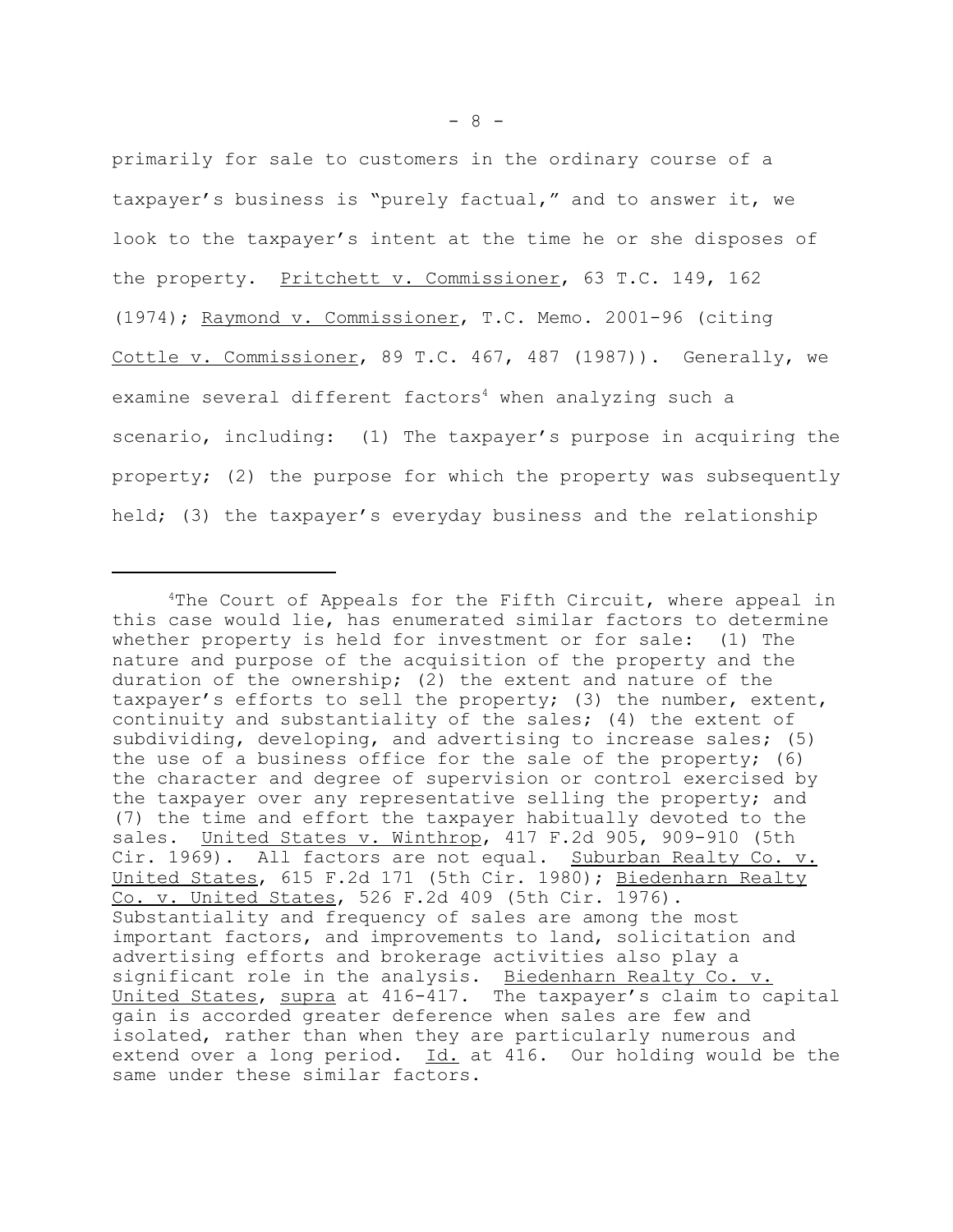primarily for sale to customers in the ordinary course of a taxpayer's business is "purely factual," and to answer it, we look to the taxpayer's intent at the time he or she disposes of the property. Pritchett v. Commissioner, 63 T.C. 149, 162 (1974); Raymond v. Commissioner, T.C. Memo. 2001-96 (citing Cottle v. Commissioner, 89 T.C. 467, 487 (1987)). Generally, we examine several different factors[4] when analyzing such a scenario, including: (1) The taxpayer's purpose in acquiring the property; (2) the purpose for which the property was subsequently held; (3) the taxpayer's everyday business and the relationship

---

[4]The Court of Appeals for the Fifth Circuit, where appeal in this case would lie, has enumerated similar factors to determine whether property is held for investment or for sale: (1) The nature and purpose of the acquisition of the property and the duration of the ownership; (2) the extent and nature of the taxpayer's efforts to sell the property; (3) the number, extent, continuity and substantiality of the sales; (4) the extent of subdividing, developing, and advertising to increase sales; (5) the use of a business office for the sale of the property; (6) the character and degree of supervision or control exercised by the taxpayer over any representative selling the property; and (7) the time and effort the taxpayer habitually devoted to the sales. United States v. Winthrop, 417 F.2d 905, 909-910 (5th Cir. 1969). All factors are not equal. Suburban Realty Co. v. United States, 615 F.2d 171 (5th Cir. 1980); Biedenharn Realty Co. v. United States, 526 F.2d 409 (5th Cir. 1976). Substantiality and frequency of sales are among the most important factors, and improvements to land, solicitation and advertising efforts and brokerage activities also play a significant role in the analysis. Biedenharn Realty Co. v. United States, supra at 416-417. The taxpayer's claim to capital gain is accorded greater deference when sales are few and isolated, rather than when they are particularly numerous and extend over a long period. Id. at 416. Our holding would be the same under these similar factors.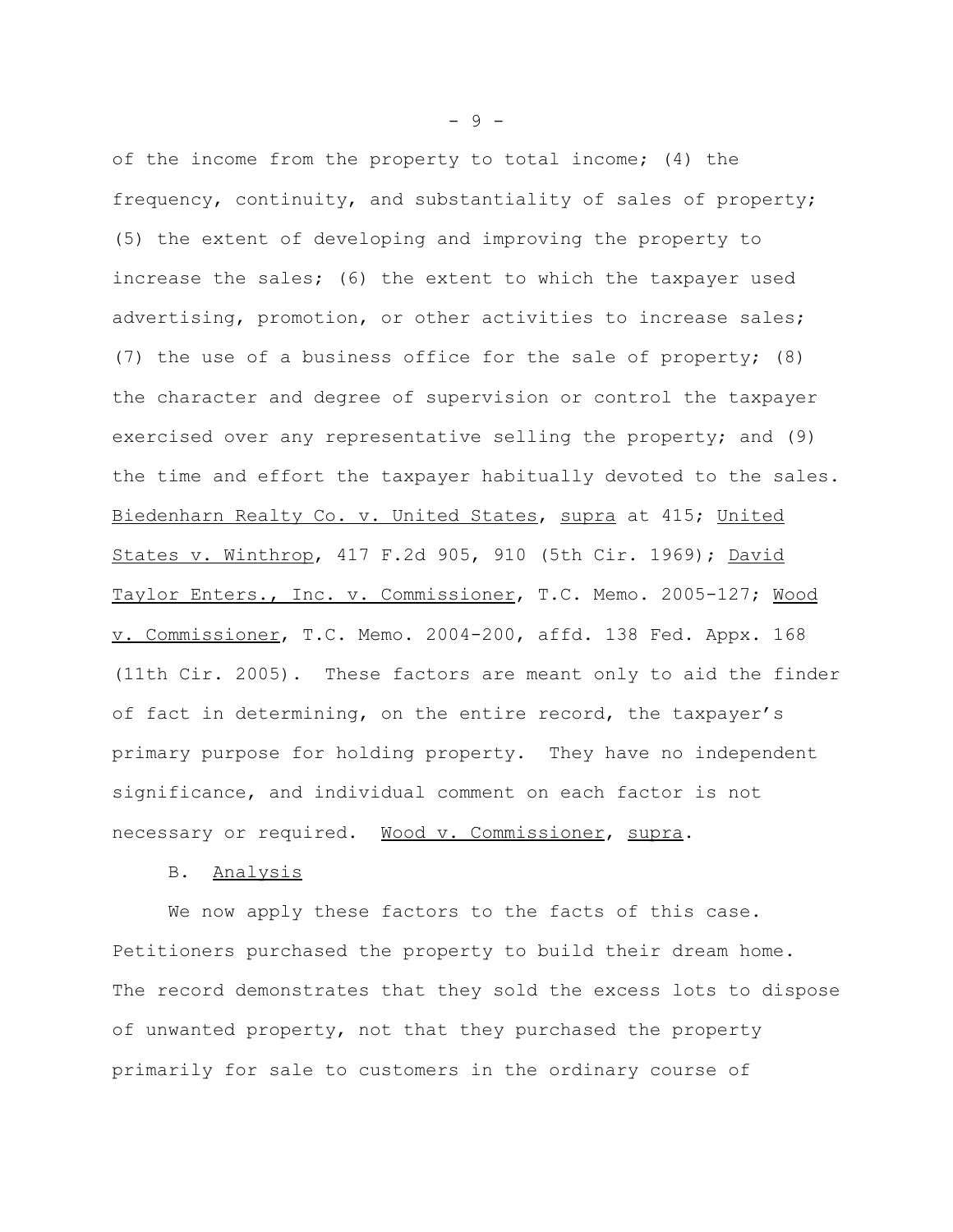of the income from the property to total income; (4) the frequency, continuity, and substantiality of sales of property; (5) the extent of developing and improving the property to increase the sales; (6) the extent to which the taxpayer used advertising, promotion, or other activities to increase sales; (7) the use of a business office for the sale of property; (8) the character and degree of supervision or control the taxpayer exercised over any representative selling the property; and (9) the time and effort the taxpayer habitually devoted to the sales. Biedenharn Realty Co. v. United States, supra at 415; United States v. Winthrop, 417 F.2d 905, 910 (5th Cir. 1969); David Taylor Enters., Inc. v. Commissioner, T.C. Memo. 2005-127; Wood v. Commissioner, T.C. Memo. 2004-200, affd. 138 Fed. Appx. 168 (11th Cir. 2005). These factors are meant only to aid the finder of fact in determining, on the entire record, the taxpayer's primary purpose for holding property. They have no independent significance, and individual comment on each factor is not necessary or required. Wood v. Commissioner, supra.

B. Analysis

We now apply these factors to the facts of this case. Petitioners purchased the property to build their dream home. The record demonstrates that they sold the excess lots to dispose of unwanted property, not that they purchased the property primarily for sale to customers in the ordinary course of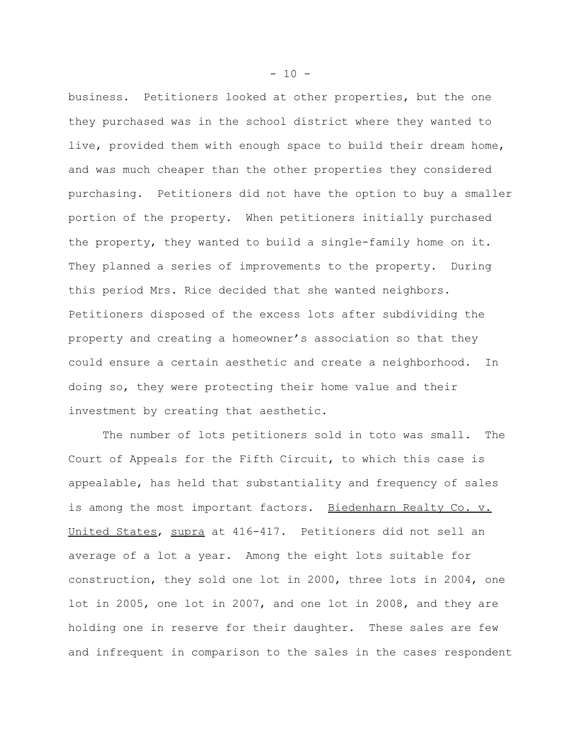business. Petitioners looked at other properties, but the one they purchased was in the school district where they wanted to live, provided them with enough space to build their dream home, and was much cheaper than the other properties they considered purchasing. Petitioners did not have the option to buy a smaller portion of the property. When petitioners initially purchased the property, they wanted to build a single-family home on it. They planned a series of improvements to the property. During this period Mrs. Rice decided that she wanted neighbors. Petitioners disposed of the excess lots after subdividing the property and creating a homeowner's association so that they could ensure a certain aesthetic and create a neighborhood. In doing so, they were protecting their home value and their investment by creating that aesthetic.

The number of lots petitioners sold in toto was small. The Court of Appeals for the Fifth Circuit, to which this case is appealable, has held that substantiality and frequency of sales is among the most important factors. Biedenharn Realty Co. v. United States, supra at 416-417. Petitioners did not sell an average of a lot a year. Among the eight lots suitable for construction, they sold one lot in 2000, three lots in 2004, one lot in 2005, one lot in 2007, and one lot in 2008, and they are holding one in reserve for their daughter. These sales are few and infrequent in comparison to the sales in the cases respondent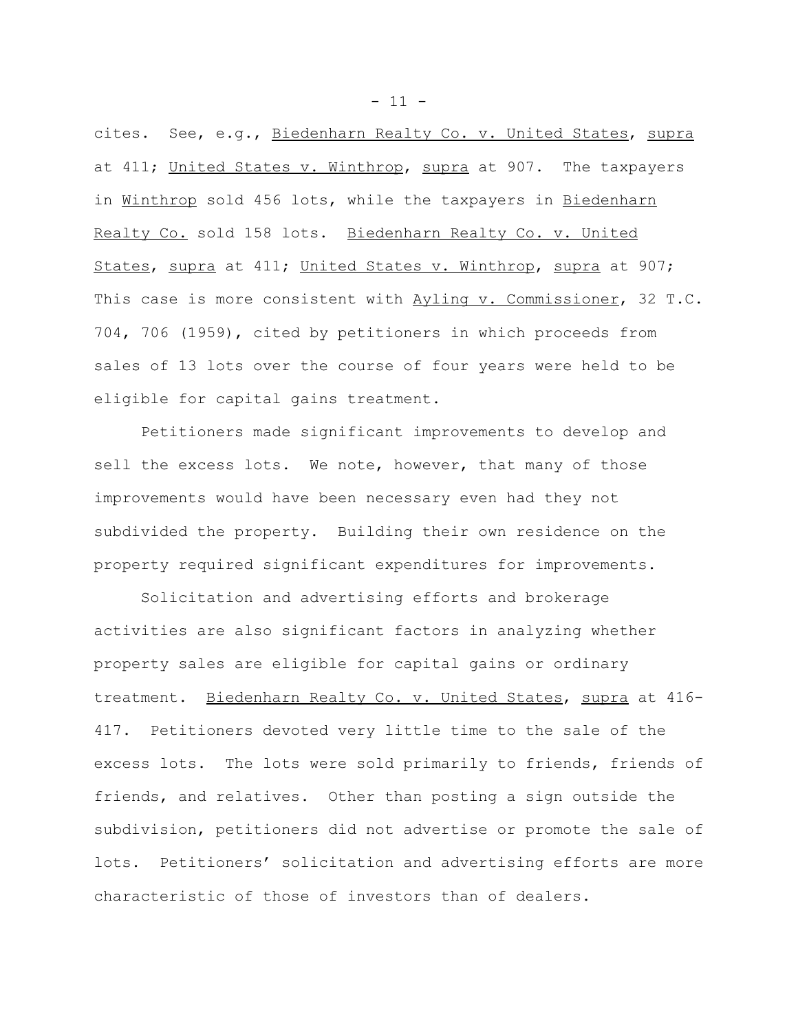cites. See, e.g., Biedenharn Realty Co. v. United States, supra at 411; United States v. Winthrop, supra at 907. The taxpayers in Winthrop sold 456 lots, while the taxpayers in Biedenharn Realty Co. sold 158 lots. Biedenharn Realty Co. v. United States, supra at 411; United States v. Winthrop, supra at 907; This case is more consistent with Ayling v. Commissioner, 32 T.C. 704, 706 (1959), cited by petitioners in which proceeds from sales of 13 lots over the course of four years were held to be eligible for capital gains treatment.

Petitioners made significant improvements to develop and sell the excess lots. We note, however, that many of those improvements would have been necessary even had they not subdivided the property. Building their own residence on the property required significant expenditures for improvements.

Solicitation and advertising efforts and brokerage activities are also significant factors in analyzing whether property sales are eligible for capital gains or ordinary treatment. Biedenharn Realty Co. v. United States, supra at 416-417. Petitioners devoted very little time to the sale of the excess lots. The lots were sold primarily to friends, friends of friends, and relatives. Other than posting a sign outside the subdivision, petitioners did not advertise or promote the sale of lots. Petitioners' solicitation and advertising efforts are more characteristic of those of investors than of dealers.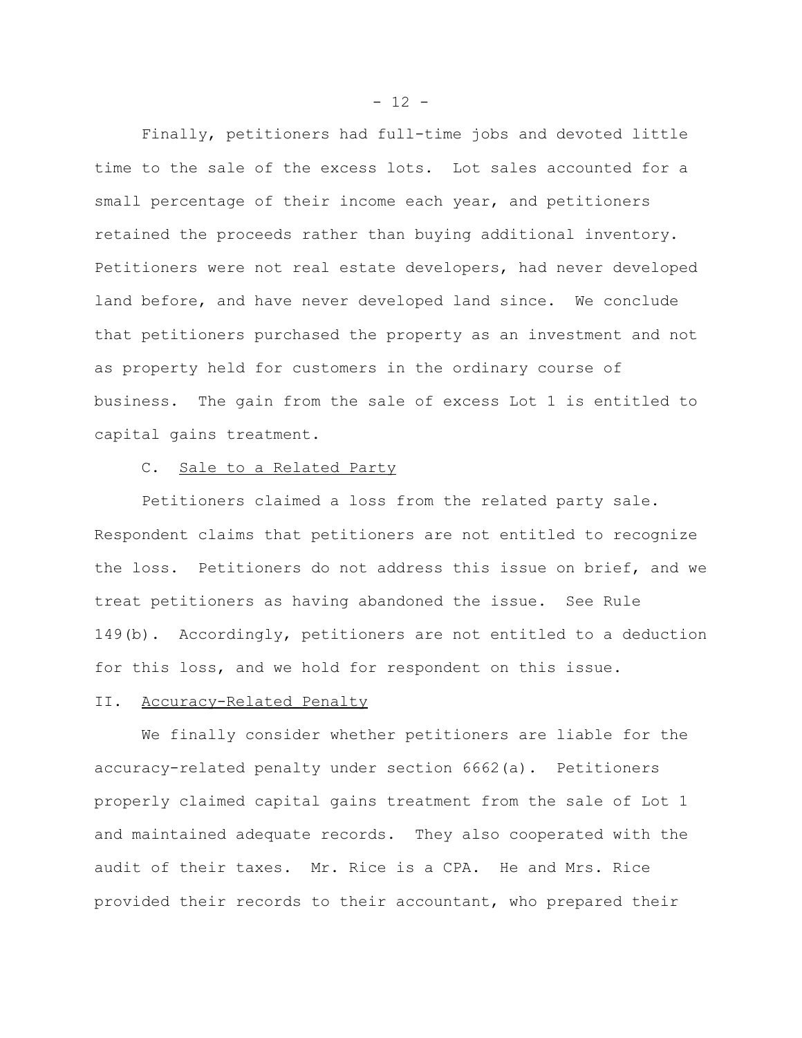Finally, petitioners had full-time jobs and devoted little time to the sale of the excess lots. Lot sales accounted for a small percentage of their income each year, and petitioners retained the proceeds rather than buying additional inventory. Petitioners were not real estate developers, had never developed land before, and have never developed land since. We conclude that petitioners purchased the property as an investment and not as property held for customers in the ordinary course of business. The gain from the sale of excess Lot 1 is entitled to capital gains treatment.

C. Sale to a Related Party

Petitioners claimed a loss from the related party sale. Respondent claims that petitioners are not entitled to recognize the loss. Petitioners do not address this issue on brief, and we treat petitioners as having abandoned the issue. See Rule 149(b). Accordingly, petitioners are not entitled to a deduction for this loss, and we hold for respondent on this issue.

II. Accuracy-Related Penalty

We finally consider whether petitioners are liable for the accuracy-related penalty under section 6662(a). Petitioners properly claimed capital gains treatment from the sale of Lot 1 and maintained adequate records. They also cooperated with the audit of their taxes. Mr. Rice is a CPA. He and Mrs. Rice provided their records to their accountant, who prepared their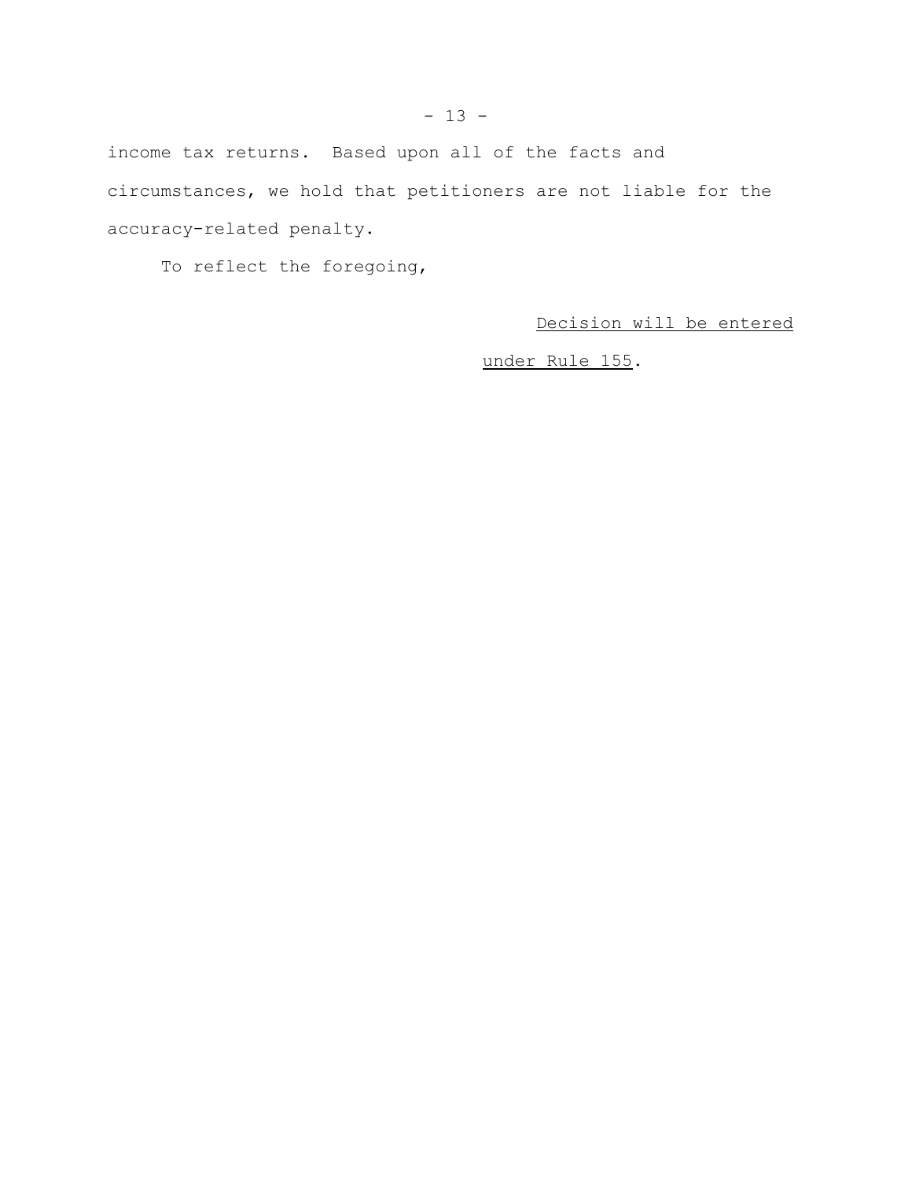income tax returns. Based upon all of the facts and circumstances, we hold that petitioners are not liable for the accuracy-related penalty.

To reflect the foregoing,

Decision will be entered under Rule 155.